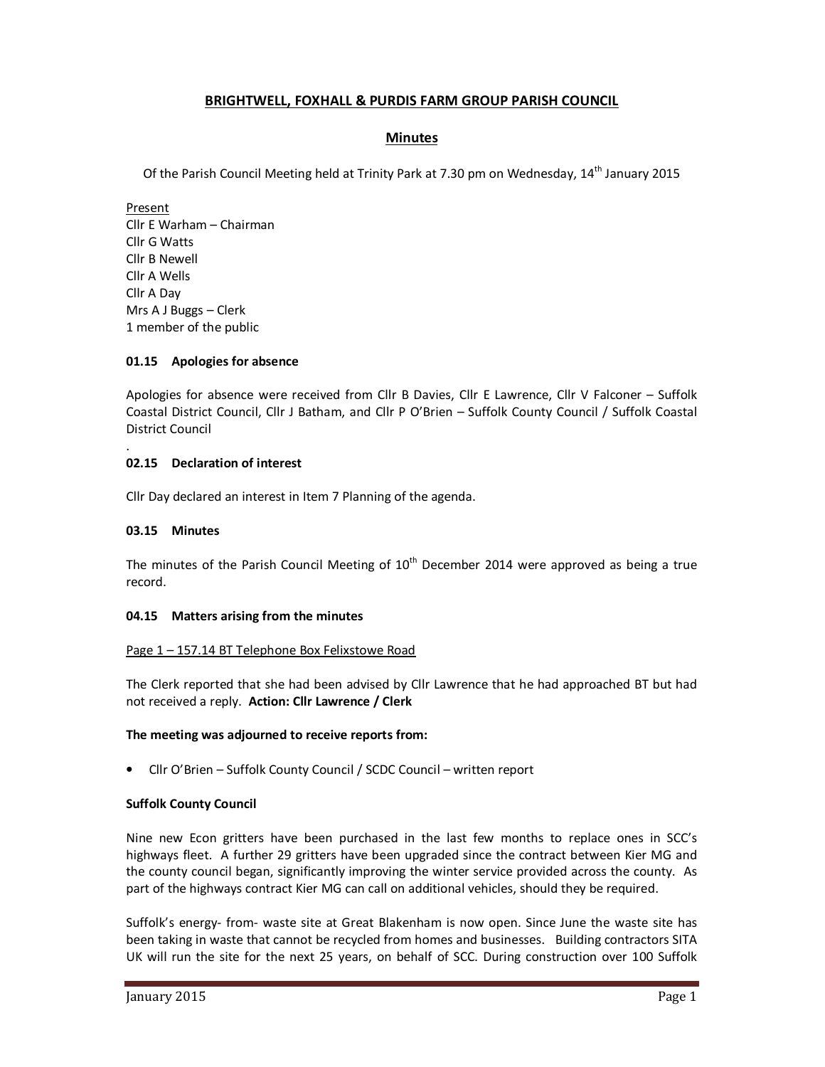# BRIGHTWELL, FOXHALL & PURDIS FARM GROUP PARISH COUNCIL

## Minutes

Of the Parish Council Meeting held at Trinity Park at 7.30 pm on Wednesday, 14th January 2015

Present
Cllr E Warham – Chairman
Cllr G Watts
Cllr B Newell
Cllr A Wells
Cllr A Day
Mrs A J Buggs – Clerk
1 member of the public

### 01.15 Apologies for absence

Apologies for absence were received from Cllr B Davies, Cllr E Lawrence, Cllr V Falconer – Suffolk Coastal District Council, Cllr J Batham, and Cllr P O'Brien – Suffolk County Council / Suffolk Coastal District Council

.

### 02.15 Declaration of interest

Cllr Day declared an interest in Item 7 Planning of the agenda.

### 03.15 Minutes

The minutes of the Parish Council Meeting of 10th December 2014 were approved as being a true record.

### 04.15 Matters arising from the minutes

Page 1 – 157.14 BT Telephone Box Felixstowe Road

The Clerk reported that she had been advised by Cllr Lawrence that he had approached BT but had not received a reply. **Action: Cllr Lawrence / Clerk**

**The meeting was adjourned to receive reports from:**

- Cllr O'Brien – Suffolk County Council / SCDC Council – written report

**Suffolk County Council**

Nine new Econ gritters have been purchased in the last few months to replace ones in SCC's highways fleet. A further 29 gritters have been upgraded since the contract between Kier MG and the county council began, significantly improving the winter service provided across the county. As part of the highways contract Kier MG can call on additional vehicles, should they be required.

Suffolk's energy- from- waste site at Great Blakenham is now open. Since June the waste site has been taking in waste that cannot be recycled from homes and businesses. Building contractors SITA UK will run the site for the next 25 years, on behalf of SCC. During construction over 100 Suffolk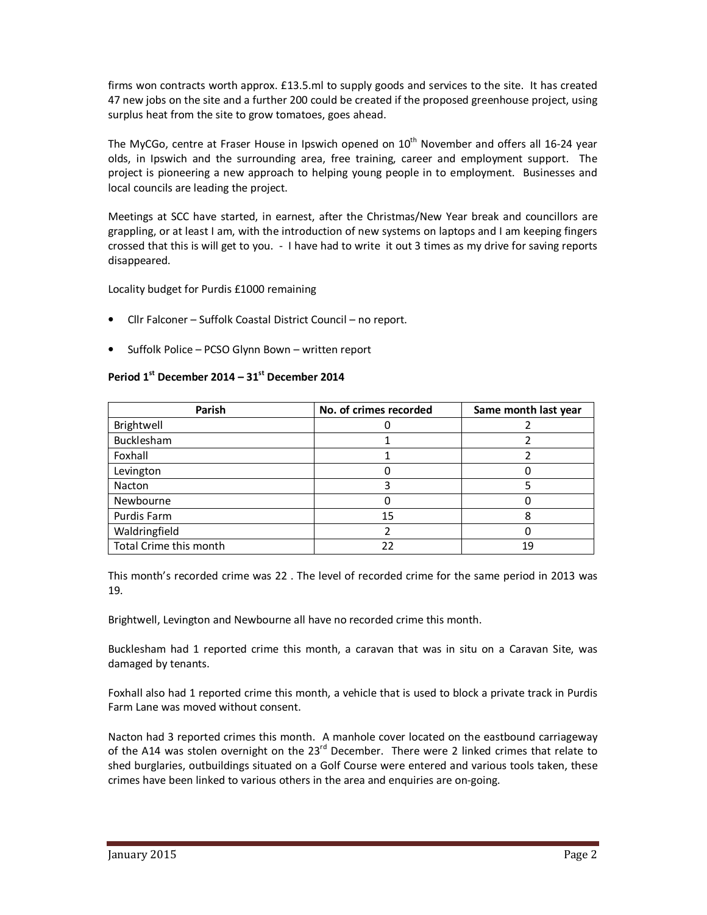firms won contracts worth approx. £13.5.ml to supply goods and services to the site. It has created 47 new jobs on the site and a further 200 could be created if the proposed greenhouse project, using surplus heat from the site to grow tomatoes, goes ahead.

The MyCGo, centre at Fraser House in Ipswich opened on 10th November and offers all 16-24 year olds, in Ipswich and the surrounding area, free training, career and employment support. The project is pioneering a new approach to helping young people in to employment. Businesses and local councils are leading the project.

Meetings at SCC have started, in earnest, after the Christmas/New Year break and councillors are grappling, or at least I am, with the introduction of new systems on laptops and I am keeping fingers crossed that this is will get to you. - I have had to write it out 3 times as my drive for saving reports disappeared.

Locality budget for Purdis £1000 remaining

- Cllr Falconer – Suffolk Coastal District Council – no report.
- Suffolk Police – PCSO Glynn Bown – written report

**Period 1st December 2014 – 31st December 2014**

| Parish | No. of crimes recorded | Same month last year |
|---|---|---|
| Brightwell | 0 | 2 |
| Bucklesham | 1 | 2 |
| Foxhall | 1 | 2 |
| Levington | 0 | 0 |
| Nacton | 3 | 5 |
| Newbourne | 0 | 0 |
| Purdis Farm | 15 | 8 |
| Waldringfield | 2 | 0 |
| Total Crime this month | 22 | 19 |

This month's recorded crime was 22 . The level of recorded crime for the same period in 2013 was 19.

Brightwell, Levington and Newbourne all have no recorded crime this month.

Bucklesham had 1 reported crime this month, a caravan that was in situ on a Caravan Site, was damaged by tenants.

Foxhall also had 1 reported crime this month, a vehicle that is used to block a private track in Purdis Farm Lane was moved without consent.

Nacton had 3 reported crimes this month. A manhole cover located on the eastbound carriageway of the A14 was stolen overnight on the 23rd December. There were 2 linked crimes that relate to shed burglaries, outbuildings situated on a Golf Course were entered and various tools taken, these crimes have been linked to various others in the area and enquiries are on-going.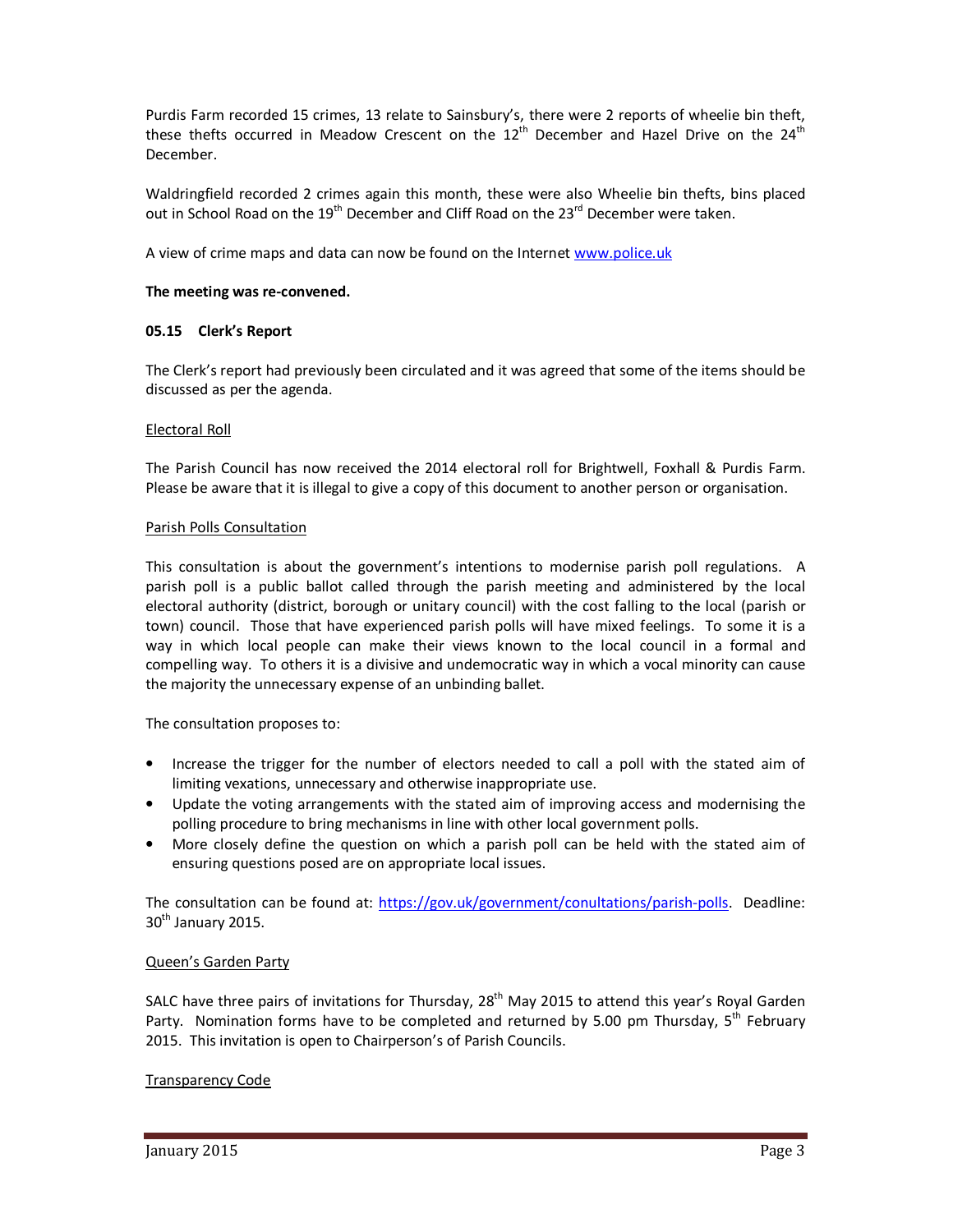Purdis Farm recorded 15 crimes, 13 relate to Sainsbury's, there were 2 reports of wheelie bin theft, these thefts occurred in Meadow Crescent on the 12th December and Hazel Drive on the 24th December.

Waldringfield recorded 2 crimes again this month, these were also Wheelie bin thefts, bins placed out in School Road on the 19th December and Cliff Road on the 23rd December were taken.

A view of crime maps and data can now be found on the Internet www.police.uk

**The meeting was re-convened.**

**05.15 Clerk's Report**

The Clerk's report had previously been circulated and it was agreed that some of the items should be discussed as per the agenda.

Electoral Roll

The Parish Council has now received the 2014 electoral roll for Brightwell, Foxhall & Purdis Farm. Please be aware that it is illegal to give a copy of this document to another person or organisation.

Parish Polls Consultation

This consultation is about the government's intentions to modernise parish poll regulations. A parish poll is a public ballot called through the parish meeting and administered by the local electoral authority (district, borough or unitary council) with the cost falling to the local (parish or town) council. Those that have experienced parish polls will have mixed feelings. To some it is a way in which local people can make their views known to the local council in a formal and compelling way. To others it is a divisive and undemocratic way in which a vocal minority can cause the majority the unnecessary expense of an unbinding ballet.

The consultation proposes to:

- Increase the trigger for the number of electors needed to call a poll with the stated aim of limiting vexations, unnecessary and otherwise inappropriate use.
- Update the voting arrangements with the stated aim of improving access and modernising the polling procedure to bring mechanisms in line with other local government polls.
- More closely define the question on which a parish poll can be held with the stated aim of ensuring questions posed are on appropriate local issues.

The consultation can be found at: https://gov.uk/government/conultations/parish-polls. Deadline: 30th January 2015.

Queen's Garden Party

SALC have three pairs of invitations for Thursday, 28th May 2015 to attend this year's Royal Garden Party. Nomination forms have to be completed and returned by 5.00 pm Thursday, 5th February 2015. This invitation is open to Chairperson's of Parish Councils.

Transparency Code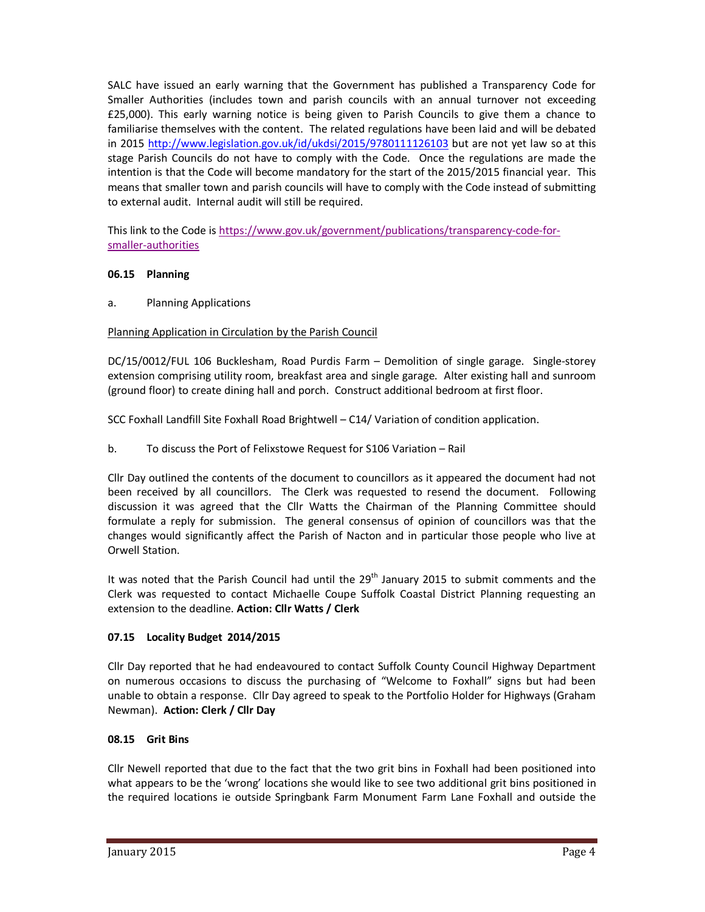SALC have issued an early warning that the Government has published a Transparency Code for Smaller Authorities (includes town and parish councils with an annual turnover not exceeding £25,000). This early warning notice is being given to Parish Councils to give them a chance to familiarise themselves with the content. The related regulations have been laid and will be debated in 2015 http://www.legislation.gov.uk/id/ukdsi/2015/9780111126103 but are not yet law so at this stage Parish Councils do not have to comply with the Code. Once the regulations are made the intention is that the Code will become mandatory for the start of the 2015/2015 financial year. This means that smaller town and parish councils will have to comply with the Code instead of submitting to external audit. Internal audit will still be required.

This link to the Code is https://www.gov.uk/government/publications/transparency-code-for-smaller-authorities

**06.15 Planning**

a. Planning Applications

Planning Application in Circulation by the Parish Council

DC/15/0012/FUL 106 Bucklesham, Road Purdis Farm – Demolition of single garage. Single-storey extension comprising utility room, breakfast area and single garage. Alter existing hall and sunroom (ground floor) to create dining hall and porch. Construct additional bedroom at first floor.

SCC Foxhall Landfill Site Foxhall Road Brightwell – C14/ Variation of condition application.

b. To discuss the Port of Felixstowe Request for S106 Variation – Rail

Cllr Day outlined the contents of the document to councillors as it appeared the document had not been received by all councillors. The Clerk was requested to resend the document. Following discussion it was agreed that the Cllr Watts the Chairman of the Planning Committee should formulate a reply for submission. The general consensus of opinion of councillors was that the changes would significantly affect the Parish of Nacton and in particular those people who live at Orwell Station.

It was noted that the Parish Council had until the 29th January 2015 to submit comments and the Clerk was requested to contact Michaelle Coupe Suffolk Coastal District Planning requesting an extension to the deadline. **Action: Cllr Watts / Clerk**

**07.15 Locality Budget 2014/2015**

Cllr Day reported that he had endeavoured to contact Suffolk County Council Highway Department on numerous occasions to discuss the purchasing of "Welcome to Foxhall" signs but had been unable to obtain a response. Cllr Day agreed to speak to the Portfolio Holder for Highways (Graham Newman). **Action: Clerk / Cllr Day**

**08.15 Grit Bins**

Cllr Newell reported that due to the fact that the two grit bins in Foxhall had been positioned into what appears to be the 'wrong' locations she would like to see two additional grit bins positioned in the required locations ie outside Springbank Farm Monument Farm Lane Foxhall and outside the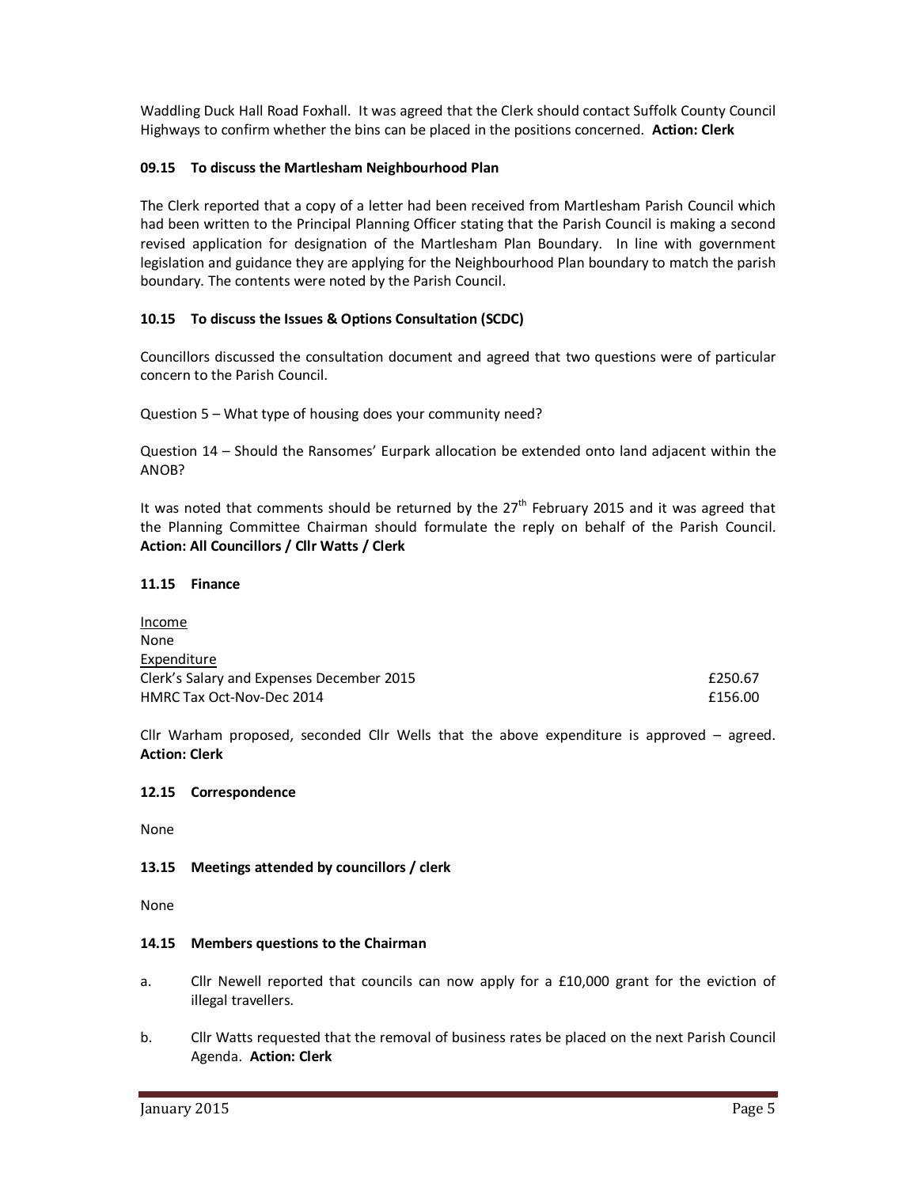Waddling Duck Hall Road Foxhall. It was agreed that the Clerk should contact Suffolk County Council Highways to confirm whether the bins can be placed in the positions concerned. **Action: Clerk**

### 09.15 To discuss the Martlesham Neighbourhood Plan

The Clerk reported that a copy of a letter had been received from Martlesham Parish Council which had been written to the Principal Planning Officer stating that the Parish Council is making a second revised application for designation of the Martlesham Plan Boundary. In line with government legislation and guidance they are applying for the Neighbourhood Plan boundary to match the parish boundary. The contents were noted by the Parish Council.

### 10.15 To discuss the Issues & Options Consultation (SCDC)

Councillors discussed the consultation document and agreed that two questions were of particular concern to the Parish Council.

Question 5 – What type of housing does your community need?

Question 14 – Should the Ransomes' Eurpark allocation be extended onto land adjacent within the ANOB?

It was noted that comments should be returned by the 27th February 2015 and it was agreed that the Planning Committee Chairman should formulate the reply on behalf of the Parish Council. **Action: All Councillors / Cllr Watts / Clerk**

### 11.15 Finance

Income
None
Expenditure

| | |
|---|---|
| Clerk's Salary and Expenses December 2015 | £250.67 |
| HMRC Tax Oct-Nov-Dec 2014 | £156.00 |

Cllr Warham proposed, seconded Cllr Wells that the above expenditure is approved – agreed. **Action: Clerk**

### 12.15 Correspondence

None

### 13.15 Meetings attended by councillors / clerk

None

### 14.15 Members questions to the Chairman

a. Cllr Newell reported that councils can now apply for a £10,000 grant for the eviction of illegal travellers.

b. Cllr Watts requested that the removal of business rates be placed on the next Parish Council Agenda. **Action: Clerk**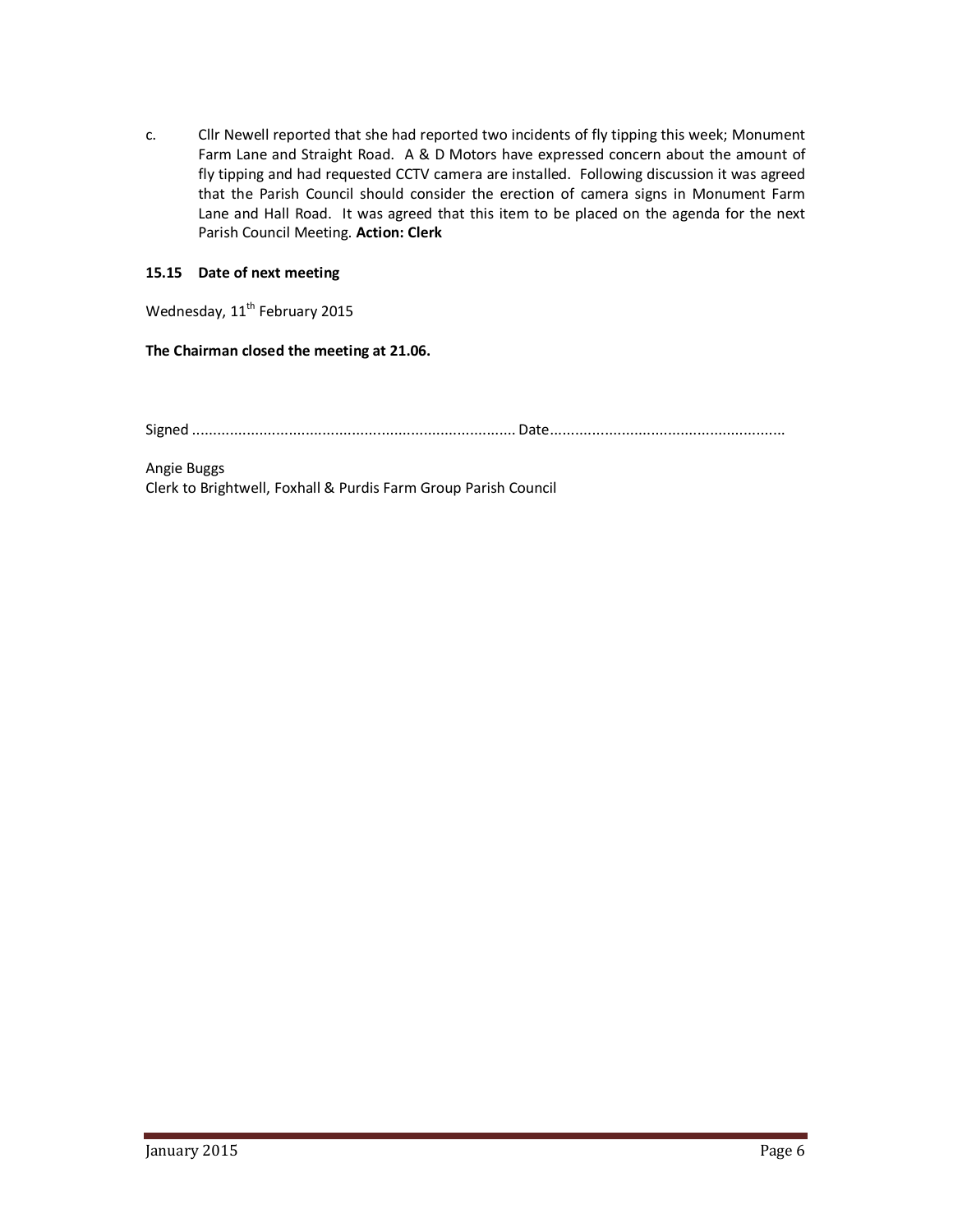c. Cllr Newell reported that she had reported two incidents of fly tipping this week; Monument Farm Lane and Straight Road. A & D Motors have expressed concern about the amount of fly tipping and had requested CCTV camera are installed. Following discussion it was agreed that the Parish Council should consider the erection of camera signs in Monument Farm Lane and Hall Road. It was agreed that this item to be placed on the agenda for the next Parish Council Meeting. **Action: Clerk**

**15.15 Date of next meeting**

Wednesday, 11th February 2015

**The Chairman closed the meeting at 21.06.**

Signed ............................................................................ Date.......................................................

Angie Buggs
Clerk to Brightwell, Foxhall & Purdis Farm Group Parish Council